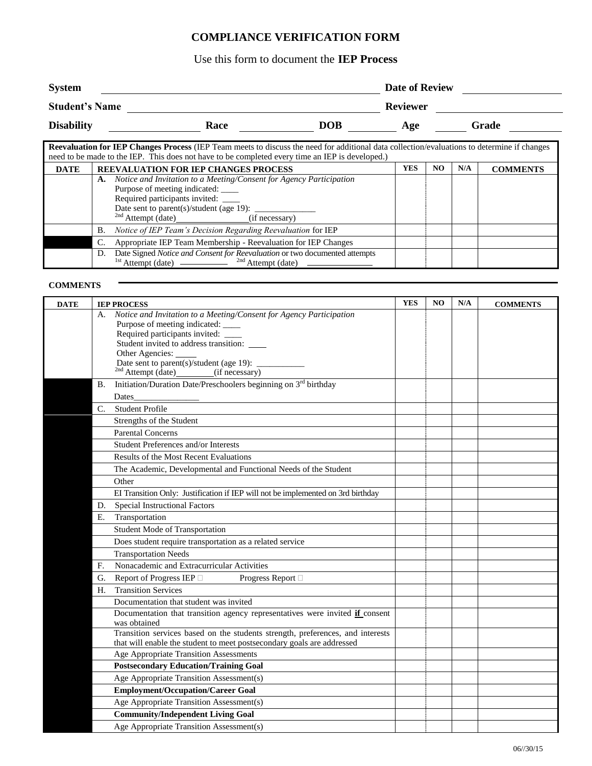# COMPLIANCE VERIFICATION FORM

Use this form to document the **IEP Process**

**System** ______________________ **Date of Review** __________

**Student's Name** ______________________ **Reviewer** __________

**Disability** __________ **Race** __________ **DOB** ________ **Age** ______ **Grade** ________

**Reevaluation for IEP Changes Process** (IEP Team meets to discuss the need for additional data collection/evaluations to determine if changes need to be made to the IEP. This does not have to be completed every time an IEP is developed.)

| DATE | REEVALUATION FOR IEP CHANGES PROCESS | YES | NO | N/A | COMMENTS |
|---|---|---|---|---|---|
| | **A.** *Notice and Invitation to a Meeting/Consent for Agency Participation*<br>Purpose of meeting indicated: ____<br>Required participants invited: ____<br>Date sent to parent(s)/student (age 19): ______________<br>2nd Attempt (date)________________(if necessary) | | | | |
| | B. *Notice of IEP Team's Decision Regarding Reevaluation* for IEP | | | | |
| | C. Appropriate IEP Team Membership - Reevaluation for IEP Changes | | | | |
| | D. Date Signed *Notice and Consent for Reevaluation* or two documented attempts<br>1st Attempt (date) __________ 2nd Attempt (date) ______________ | | | | |

**COMMENTS** ______________________________________________

| DATE | IEP PROCESS | YES | NO | N/A | COMMENTS |
|---|---|---|---|---|---|
| | A. *Notice and Invitation to a Meeting/Consent for Agency Participation*<br>Purpose of meeting indicated: ____<br>Required participants invited: ____<br>Student invited to address transition: ____<br>Other Agencies: _____<br>Date sent to parent(s)/student (age 19): ___________<br>2nd Attempt (date)________(if necessary) | | | | |
| | B. Initiation/Duration Date/Preschoolers beginning on 3rd birthday<br>Dates_______________ | | | | |
| | C. Student Profile | | | | |
| | Strengths of the Student | | | | |
| | Parental Concerns | | | | |
| | Student Preferences and/or Interests | | | | |
| | Results of the Most Recent Evaluations | | | | |
| | The Academic, Developmental and Functional Needs of the Student | | | | |
| | Other | | | | |
| | EI Transition Only: Justification if IEP will not be implemented on 3rd birthday | | | | |
| | D. Special Instructional Factors | | | | |
| | E. Transportation | | | | |
| | Student Mode of Transportation | | | | |
| | Does student require transportation as a related service | | | | |
| | Transportation Needs | | | | |
| | F. Nonacademic and Extracurricular Activities | | | | |
| | G. Report of Progress IEP ☐ Progress Report ☐ | | | | |
| | H. Transition Services | | | | |
| | Documentation that student was invited | | | | |
| | Documentation that transition agency representatives were invited **if** consent was obtained | | | | |
| | Transition services based on the students strength, preferences, and interests that will enable the student to meet postsecondary goals are addressed | | | | |
| | Age Appropriate Transition Assessments | | | | |
| | **Postsecondary Education/Training Goal** | | | | |
| | Age Appropriate Transition Assessment(s) | | | | |
| | **Employment/Occupation/Career Goal** | | | | |
| | Age Appropriate Transition Assessment(s) | | | | |
| | **Community/Independent Living Goal** | | | | |
| | Age Appropriate Transition Assessment(s) | | | | |

06//30/15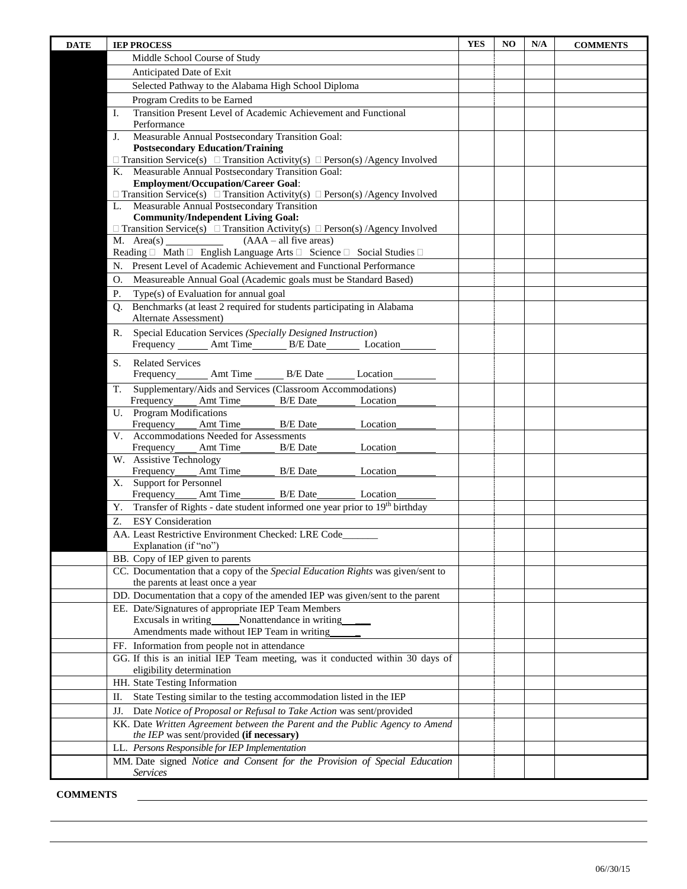| DATE | IEP PROCESS | YES | NO | N/A | COMMENTS |
|---|---|---|---|---|---|
| | Middle School Course of Study | | | | |
| | Anticipated Date of Exit | | | | |
| | Selected Pathway to the Alabama High School Diploma | | | | |
| | Program Credits to be Earned | | | | |
| | I. Transition Present Level of Academic Achievement and Functional Performance | | | | |
| | J. Measurable Annual Postsecondary Transition Goal: **Postsecondary Education/Training** □ Transition Service(s) □ Transition Activity(s) □ Person(s) /Agency Involved | | | | |
| | K. Measurable Annual Postsecondary Transition Goal: **Employment/Occupation/Career Goal**: □ Transition Service(s) □ Transition Activity(s) □ Person(s) /Agency Involved | | | | |
| | L. Measurable Annual Postsecondary Transition **Community/Independent Living Goal:** □ Transition Service(s) □ Transition Activity(s) □ Person(s) /Agency Involved | | | | |
| | M. Area(s) ___________ (AAA – all five areas) Reading □ Math □ English Language Arts □ Science □ Social Studies □ | | | | |
| | N. Present Level of Academic Achievement and Functional Performance | | | | |
| | O. Measureable Annual Goal (Academic goals must be Standard Based) | | | | |
| | P. Type(s) of Evaluation for annual goal | | | | |
| | Q. Benchmarks (at least 2 required for students participating in Alabama Alternate Assessment) | | | | |
| | R. Special Education Services *(Specially Designed Instruction)* Frequency ______ Amt Time_______ B/E Date_______ Location_______ | | | | |
| | S. Related Services Frequency______ Amt Time ______ B/E Date ______ Location________ | | | | |
| | T. Supplementary/Aids and Services (Classroom Accommodations) Frequency_____ Amt Time_______ B/E Date________ Location________ | | | | |
| | U. Program Modifications Frequency____ Amt Time_______ B/E Date________ Location________ | | | | |
| | V. Accommodations Needed for Assessments Frequency____ Amt Time_______ B/E Date________ Location________ | | | | |
| | W. Assistive Technology Frequency____ Amt Time_______ B/E Date________ Location________ | | | | |
| | X. Support for Personnel Frequency____ Amt Time_______ B/E Date________ Location________ | | | | |
| | Y. Transfer of Rights - date student informed one year prior to 19th birthday | | | | |
| | Z. ESY Consideration | | | | |
| | AA. Least Restrictive Environment Checked: LRE Code_______ Explanation (if "no") | | | | |
| | BB. Copy of IEP given to parents | | | | |
| | CC. Documentation that a copy of the *Special Education Rights* was given/sent to the parents at least once a year | | | | |
| | DD. Documentation that a copy of the amended IEP was given/sent to the parent | | | | |
| | EE. Date/Signatures of appropriate IEP Team Members Excusals in writing_____ Nonattendance in writing______ Amendments made without IEP Team in writing______ | | | | |
| | FF. Information from people not in attendance | | | | |
| | GG. If this is an initial IEP Team meeting, was it conducted within 30 days of eligibility determination | | | | |
| | HH. State Testing Information | | | | |
| | II. State Testing similar to the testing accommodation listed in the IEP | | | | |
| | JJ. Date *Notice of Proposal or Refusal to Take Action* was sent/provided | | | | |
| | KK. Date *Written Agreement between the Parent and the Public Agency to Amend the IEP* was sent/provided **(if necessary)** | | | | |
| | LL. *Persons Responsible for IEP Implementation* | | | | |
| | MM. Date signed *Notice and Consent for the Provision of Special Education Services* | | | | |

**COMMENTS** ____________________________________________

____________________________________________

____________________________________________

06//30/15